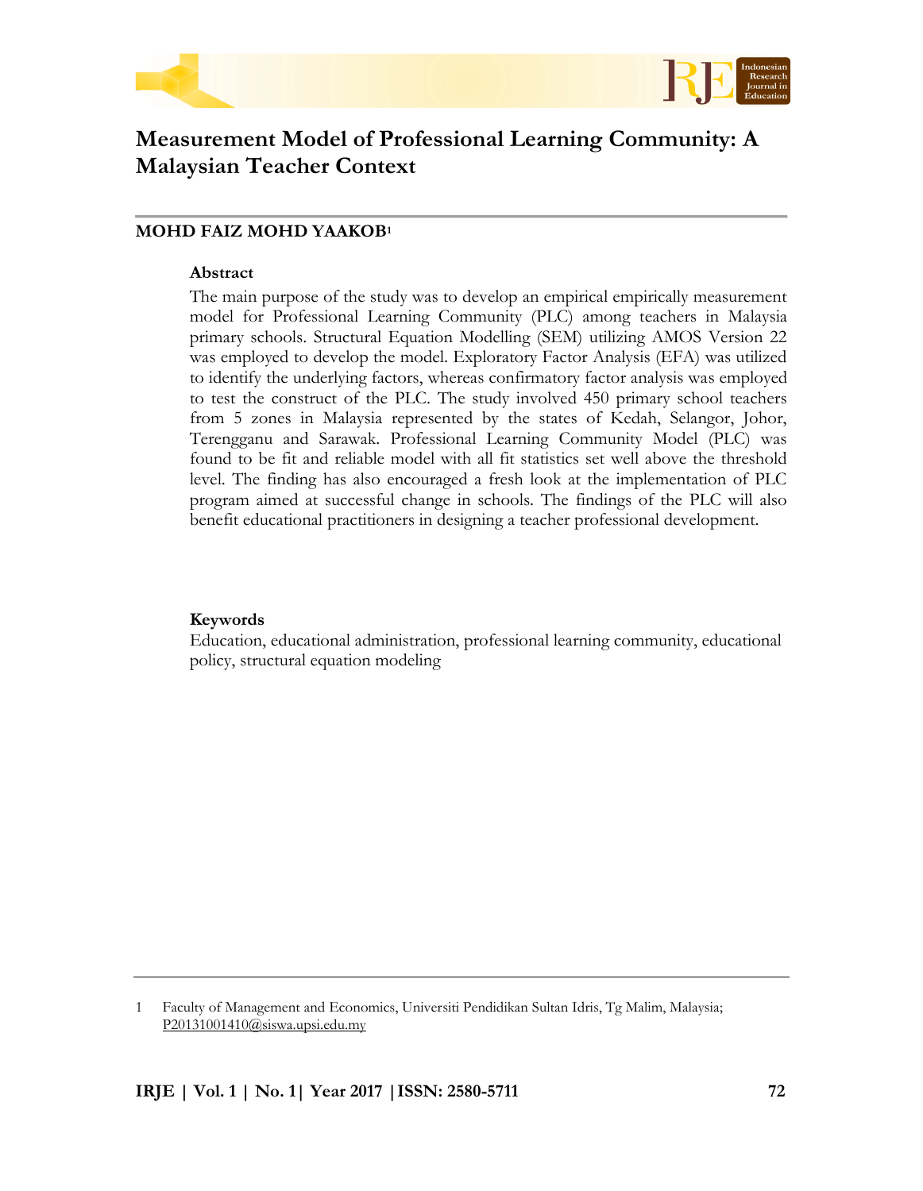# Measurement Model of Professional Learning Community: A Malaysian Teacher Context

**MOHD FAIZ MOHD YAAKOB**[1]

### Abstract

The main purpose of the study was to develop an empirical empirically measurement model for Professional Learning Community (PLC) among teachers in Malaysia primary schools. Structural Equation Modelling (SEM) utilizing AMOS Version 22 was employed to develop the model. Exploratory Factor Analysis (EFA) was utilized to identify the underlying factors, whereas confirmatory factor analysis was employed to test the construct of the PLC. The study involved 450 primary school teachers from 5 zones in Malaysia represented by the states of Kedah, Selangor, Johor, Terengganu and Sarawak. Professional Learning Community Model (PLC) was found to be fit and reliable model with all fit statistics set well above the threshold level. The finding has also encouraged a fresh look at the implementation of PLC program aimed at successful change in schools. The findings of the PLC will also benefit educational practitioners in designing a teacher professional development.

### Keywords

Education, educational administration, professional learning community, educational policy, structural equation modeling

---

1 Faculty of Management and Economics, Universiti Pendidikan Sultan Idris, Tg Malim, Malaysia; P20131001410@siswa.upsi.edu.my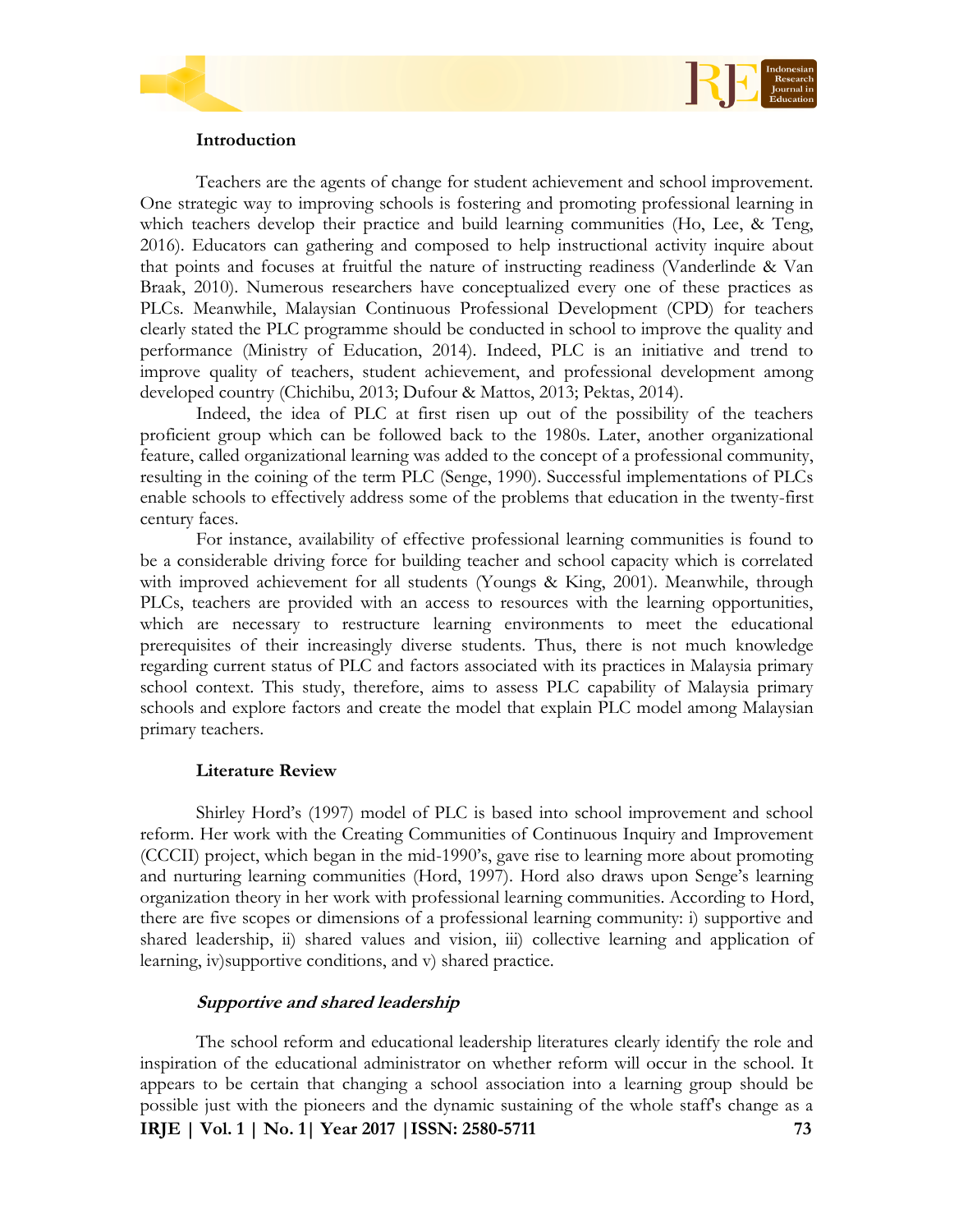## Introduction

Teachers are the agents of change for student achievement and school improvement. One strategic way to improving schools is fostering and promoting professional learning in which teachers develop their practice and build learning communities (Ho, Lee, & Teng, 2016). Educators can gathering and composed to help instructional activity inquire about that points and focuses at fruitful the nature of instructing readiness (Vanderlinde & Van Braak, 2010). Numerous researchers have conceptualized every one of these practices as PLCs. Meanwhile, Malaysian Continuous Professional Development (CPD) for teachers clearly stated the PLC programme should be conducted in school to improve the quality and performance (Ministry of Education, 2014). Indeed, PLC is an initiative and trend to improve quality of teachers, student achievement, and professional development among developed country (Chichibu, 2013; Dufour & Mattos, 2013; Pektas, 2014).

Indeed, the idea of PLC at first risen up out of the possibility of the teachers proficient group which can be followed back to the 1980s. Later, another organizational feature, called organizational learning was added to the concept of a professional community, resulting in the coining of the term PLC (Senge, 1990). Successful implementations of PLCs enable schools to effectively address some of the problems that education in the twenty-first century faces.

For instance, availability of effective professional learning communities is found to be a considerable driving force for building teacher and school capacity which is correlated with improved achievement for all students (Youngs & King, 2001). Meanwhile, through PLCs, teachers are provided with an access to resources with the learning opportunities, which are necessary to restructure learning environments to meet the educational prerequisites of their increasingly diverse students. Thus, there is not much knowledge regarding current status of PLC and factors associated with its practices in Malaysia primary school context. This study, therefore, aims to assess PLC capability of Malaysia primary schools and explore factors and create the model that explain PLC model among Malaysian primary teachers.

## Literature Review

Shirley Hord's (1997) model of PLC is based into school improvement and school reform. Her work with the Creating Communities of Continuous Inquiry and Improvement (CCCII) project, which began in the mid-1990's, gave rise to learning more about promoting and nurturing learning communities (Hord, 1997). Hord also draws upon Senge's learning organization theory in her work with professional learning communities. According to Hord, there are five scopes or dimensions of a professional learning community: i) supportive and shared leadership, ii) shared values and vision, iii) collective learning and application of learning, iv)supportive conditions, and v) shared practice.

### *Supportive and shared leadership*

The school reform and educational leadership literatures clearly identify the role and inspiration of the educational administrator on whether reform will occur in the school. It appears to be certain that changing a school association into a learning group should be possible just with the pioneers and the dynamic sustaining of the whole staff's change as a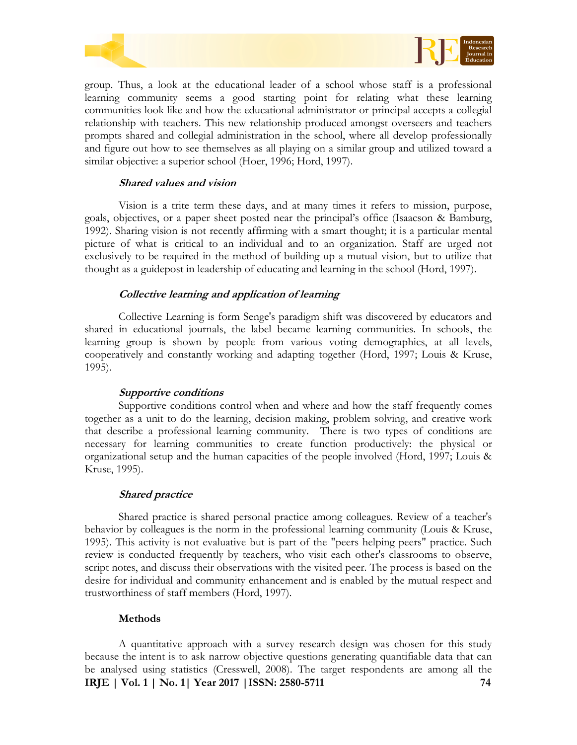group. Thus, a look at the educational leader of a school whose staff is a professional learning community seems a good starting point for relating what these learning communities look like and how the educational administrator or principal accepts a collegial relationship with teachers. This new relationship produced amongst overseers and teachers prompts shared and collegial administration in the school, where all develop professionally and figure out how to see themselves as all playing on a similar group and utilized toward a similar objective: a superior school (Hoer, 1996; Hord, 1997).

### *Shared values and vision*

Vision is a trite term these days, and at many times it refers to mission, purpose, goals, objectives, or a paper sheet posted near the principal's office (Isaacson & Bamburg, 1992). Sharing vision is not recently affirming with a smart thought; it is a particular mental picture of what is critical to an individual and to an organization. Staff are urged not exclusively to be required in the method of building up a mutual vision, but to utilize that thought as a guidepost in leadership of educating and learning in the school (Hord, 1997).

### *Collective learning and application of learning*

Collective Learning is form Senge's paradigm shift was discovered by educators and shared in educational journals, the label became learning communities. In schools, the learning group is shown by people from various voting demographics, at all levels, cooperatively and constantly working and adapting together (Hord, 1997; Louis & Kruse, 1995).

### *Supportive conditions*

Supportive conditions control when and where and how the staff frequently comes together as a unit to do the learning, decision making, problem solving, and creative work that describe a professional learning community. There is two types of conditions are necessary for learning communities to create function productively: the physical or organizational setup and the human capacities of the people involved (Hord, 1997; Louis & Kruse, 1995).

### *Shared practice*

Shared practice is shared personal practice among colleagues. Review of a teacher's behavior by colleagues is the norm in the professional learning community (Louis & Kruse, 1995). This activity is not evaluative but is part of the "peers helping peers" practice. Such review is conducted frequently by teachers, who visit each other's classrooms to observe, script notes, and discuss their observations with the visited peer. The process is based on the desire for individual and community enhancement and is enabled by the mutual respect and trustworthiness of staff members (Hord, 1997).

## Methods

A quantitative approach with a survey research design was chosen for this study because the intent is to ask narrow objective questions generating quantifiable data that can be analysed using statistics (Cresswell, 2008). The target respondents are among all the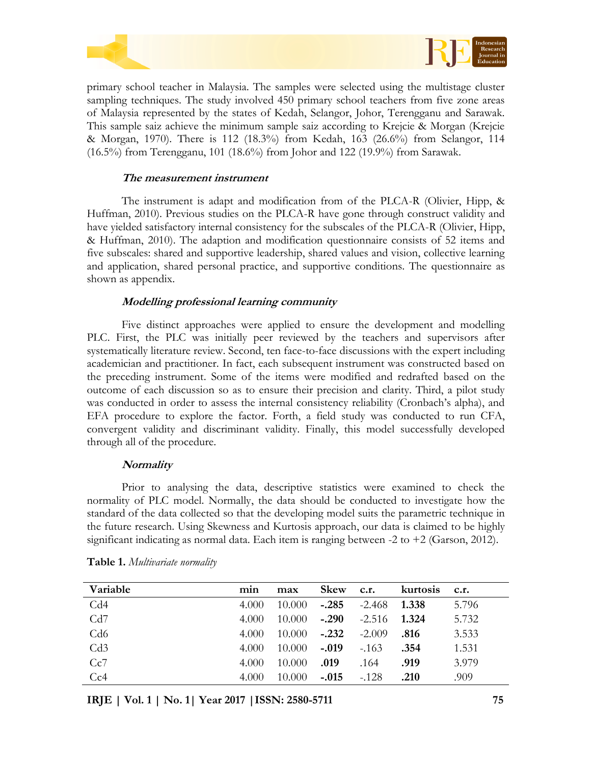primary school teacher in Malaysia. The samples were selected using the multistage cluster sampling techniques. The study involved 450 primary school teachers from five zone areas of Malaysia represented by the states of Kedah, Selangor, Johor, Terengganu and Sarawak. This sample saiz achieve the minimum sample saiz according to Krejcie & Morgan (Krejcie & Morgan, 1970). There is 112 (18.3%) from Kedah, 163 (26.6%) from Selangor, 114 (16.5%) from Terengganu, 101 (18.6%) from Johor and 122 (19.9%) from Sarawak.

### *The measurement instrument*

The instrument is adapt and modification from of the PLCA-R (Olivier, Hipp, & Huffman, 2010). Previous studies on the PLCA-R have gone through construct validity and have yielded satisfactory internal consistency for the subscales of the PLCA-R (Olivier, Hipp, & Huffman, 2010). The adaption and modification questionnaire consists of 52 items and five subscales: shared and supportive leadership, shared values and vision, collective learning and application, shared personal practice, and supportive conditions. The questionnaire as shown as appendix.

### *Modelling professional learning community*

Five distinct approaches were applied to ensure the development and modelling PLC. First, the PLC was initially peer reviewed by the teachers and supervisors after systematically literature review. Second, ten face-to-face discussions with the expert including academician and practitioner. In fact, each subsequent instrument was constructed based on the preceding instrument. Some of the items were modified and redrafted based on the outcome of each discussion so as to ensure their precision and clarity. Third, a pilot study was conducted in order to assess the internal consistency reliability (Cronbach's alpha), and EFA procedure to explore the factor. Forth, a field study was conducted to run CFA, convergent validity and discriminant validity. Finally, this model successfully developed through all of the procedure.

### *Normality*

Prior to analysing the data, descriptive statistics were examined to check the normality of PLC model. Normally, the data should be conducted to investigate how the standard of the data collected so that the developing model suits the parametric technique in the future research. Using Skewness and Kurtosis approach, our data is claimed to be highly significant indicating as normal data. Each item is ranging between -2 to +2 (Garson, 2012).

**Table 1.** *Multivariate normality*

| Variable | min | max | Skew | c.r. | kurtosis | c.r. |
|---|---|---|---|---|---|---|
| Cd4 | 4.000 | 10.000 | **-.285** | -2.468 | **1.338** | 5.796 |
| Cd7 | 4.000 | 10.000 | **-.290** | -2.516 | **1.324** | 5.732 |
| Cd6 | 4.000 | 10.000 | **-.232** | -2.009 | **.816** | 3.533 |
| Cd3 | 4.000 | 10.000 | **-.019** | -.163 | **.354** | 1.531 |
| Cc7 | 4.000 | 10.000 | **.019** | .164 | **.919** | 3.979 |
| Cc4 | 4.000 | 10.000 | **-.015** | -.128 | **.210** | .909 |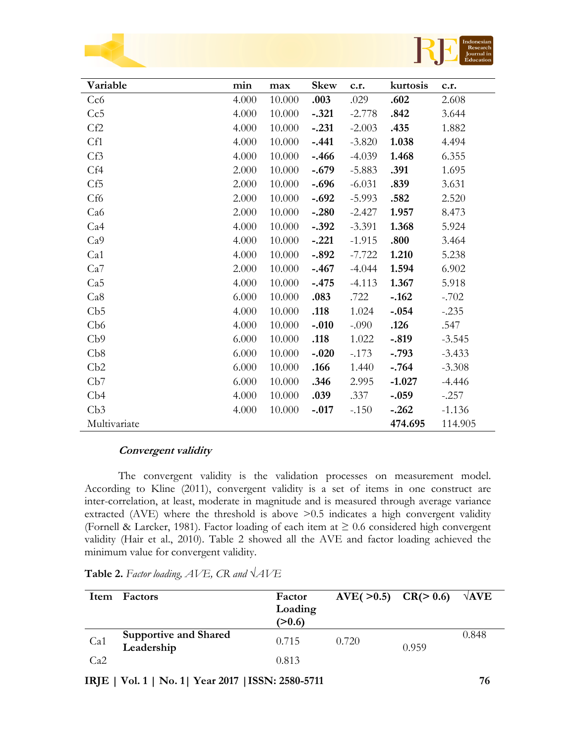| Variable | min | max | Skew | c.r. | kurtosis | c.r. |
|---|---|---|---|---|---|---|
| Cc6 | 4.000 | 10.000 | **.003** | .029 | **.602** | 2.608 |
| Cc5 | 4.000 | 10.000 | **-.321** | -2.778 | **.842** | 3.644 |
| Cf2 | 4.000 | 10.000 | **-.231** | -2.003 | **.435** | 1.882 |
| Cf1 | 4.000 | 10.000 | **-.441** | -3.820 | **1.038** | 4.494 |
| Cf3 | 4.000 | 10.000 | **-.466** | -4.039 | **1.468** | 6.355 |
| Cf4 | 2.000 | 10.000 | **-.679** | -5.883 | **.391** | 1.695 |
| Cf5 | 2.000 | 10.000 | **-.696** | -6.031 | **.839** | 3.631 |
| Cf6 | 2.000 | 10.000 | **-.692** | -5.993 | **.582** | 2.520 |
| Ca6 | 2.000 | 10.000 | **-.280** | -2.427 | **1.957** | 8.473 |
| Ca4 | 4.000 | 10.000 | **-.392** | -3.391 | **1.368** | 5.924 |
| Ca9 | 4.000 | 10.000 | **-.221** | -1.915 | **.800** | 3.464 |
| Ca1 | 4.000 | 10.000 | **-.892** | -7.722 | **1.210** | 5.238 |
| Ca7 | 2.000 | 10.000 | **-.467** | -4.044 | **1.594** | 6.902 |
| Ca5 | 4.000 | 10.000 | **-.475** | -4.113 | **1.367** | 5.918 |
| Ca8 | 6.000 | 10.000 | **.083** | .722 | **-.162** | -.702 |
| Cb5 | 4.000 | 10.000 | **.118** | 1.024 | **-.054** | -.235 |
| Cb6 | 4.000 | 10.000 | **-.010** | -.090 | **.126** | .547 |
| Cb9 | 6.000 | 10.000 | **.118** | 1.022 | **-.819** | -3.545 |
| Cb8 | 6.000 | 10.000 | **-.020** | -.173 | **-.793** | -3.433 |
| Cb2 | 6.000 | 10.000 | **.166** | 1.440 | **-.764** | -3.308 |
| Cb7 | 6.000 | 10.000 | **.346** | 2.995 | **-1.027** | -4.446 |
| Cb4 | 4.000 | 10.000 | **.039** | .337 | **-.059** | -.257 |
| Cb3 | 4.000 | 10.000 | **-.017** | -.150 | **-.262** | -1.136 |
| Multivariate | | | | | **474.695** | 114.905 |

### *Convergent validity*

The convergent validity is the validation processes on measurement model. According to Kline (2011), convergent validity is a set of items in one construct are inter-correlation, at least, moderate in magnitude and is measured through average variance extracted (AVE) where the threshold is above >0.5 indicates a high convergent validity (Fornell & Larcker, 1981). Factor loading of each item at ≥ 0.6 considered high convergent validity (Hair et al., 2010). Table 2 showed all the AVE and factor loading achieved the minimum value for convergent validity.

**Table 2.** *Factor loading, AVE, CR and √AVE*

| Item | Factors | Factor Loading (>0.6) | AVE( >0.5) | CR(> 0.6) | √AVE |
|---|---|---|---|---|---|
| Ca1 | **Supportive and Shared Leadership** | 0.715 | 0.720 | 0.959 | 0.848 |
| Ca2 | | 0.813 | | | |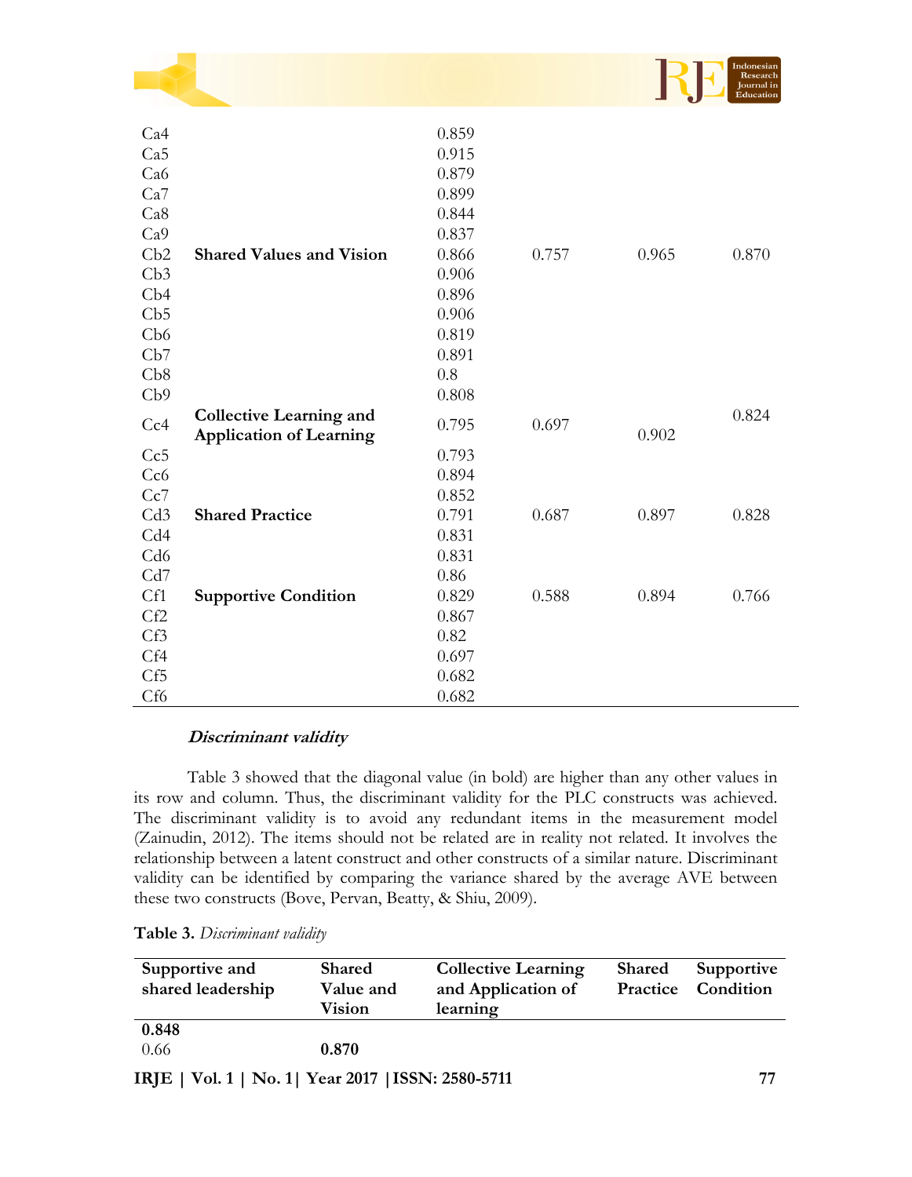| | | | | | |
|---|---|---|---|---|---|
| Ca4 | | 0.859 | | | |
| Ca5 | | 0.915 | | | |
| Ca6 | | 0.879 | | | |
| Ca7 | | 0.899 | | | |
| Ca8 | | 0.844 | | | |
| Ca9 | | 0.837 | | | |
| Cb2 | **Shared Values and Vision** | 0.866 | 0.757 | 0.965 | 0.870 |
| Cb3 | | 0.906 | | | |
| Cb4 | | 0.896 | | | |
| Cb5 | | 0.906 | | | |
| Cb6 | | 0.819 | | | |
| Cb7 | | 0.891 | | | |
| Cb8 | | 0.8 | | | |
| Cb9 | | 0.808 | | | |
| Cc4 | **Collective Learning and Application of Learning** | 0.795 | 0.697 | 0.902 | 0.824 |
| Cc5 | | 0.793 | | | |
| Cc6 | | 0.894 | | | |
| Cc7 | | 0.852 | | | |
| Cd3 | **Shared Practice** | 0.791 | 0.687 | 0.897 | 0.828 |
| Cd4 | | 0.831 | | | |
| Cd6 | | 0.831 | | | |
| Cd7 | | 0.86 | | | |
| Cf1 | **Supportive Condition** | 0.829 | 0.588 | 0.894 | 0.766 |
| Cf2 | | 0.867 | | | |
| Cf3 | | 0.82 | | | |
| Cf4 | | 0.697 | | | |
| Cf5 | | 0.682 | | | |
| Cf6 | | 0.682 | | | |

***Discriminant validity***

Table 3 showed that the diagonal value (in bold) are higher than any other values in its row and column. Thus, the discriminant validity for the PLC constructs was achieved. The discriminant validity is to avoid any redundant items in the measurement model (Zainudin, 2012). The items should not be related are in reality not related. It involves the relationship between a latent construct and other constructs of a similar nature. Discriminant validity can be identified by comparing the variance shared by the average AVE between these two constructs (Bove, Pervan, Beatty, & Shiu, 2009).

**Table 3.** *Discriminant validity*

| Supportive and shared leadership | Shared Value and Vision | Collective Learning and Application of learning | Shared Practice | Supportive Condition |
|---|---|---|---|---|
| **0.848** | | | | |
| 0.66 | **0.870** | | | |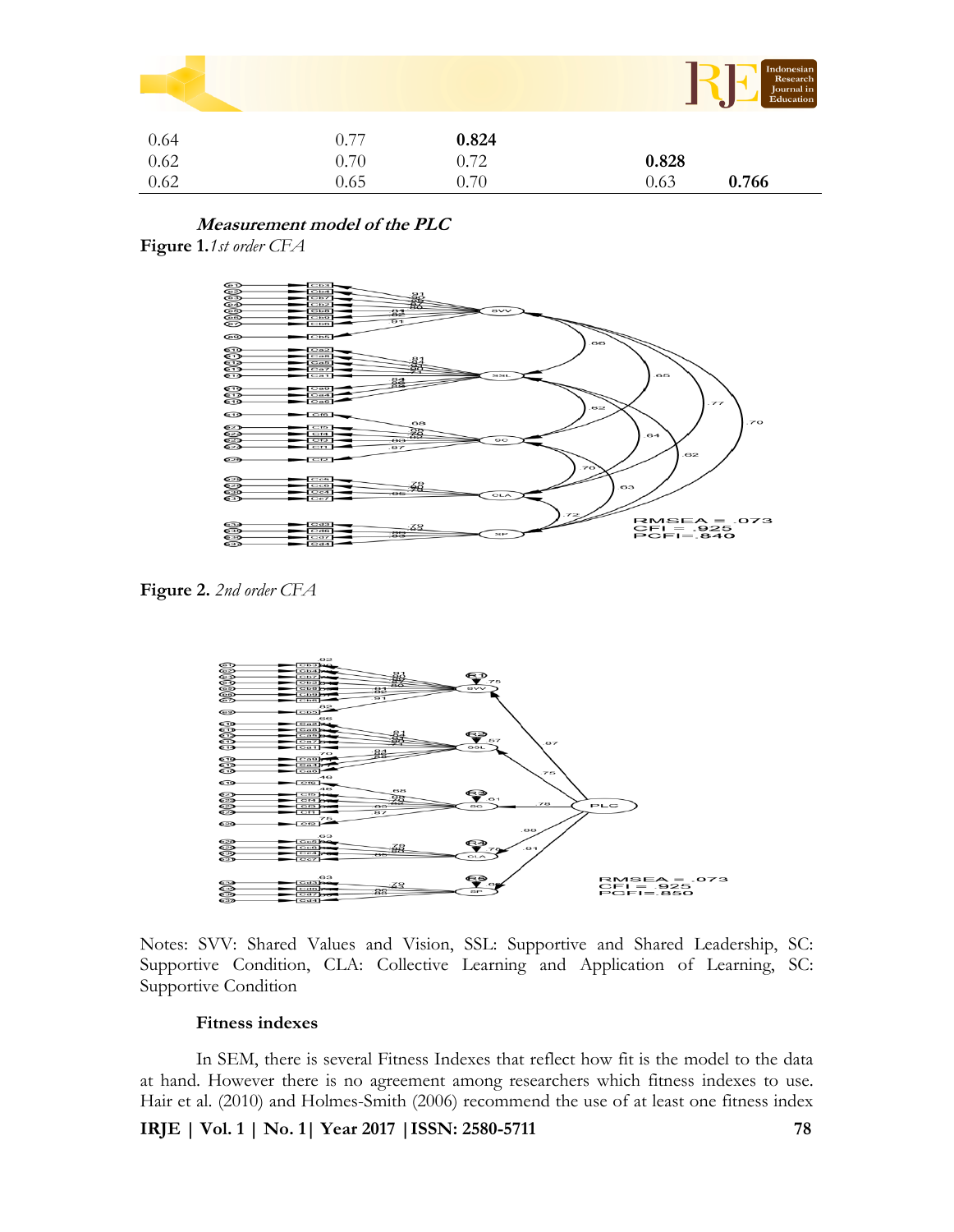| | | | | |
|---|---|---|---|---|
| 0.64 | 0.77 | **0.824** | | |
| 0.62 | 0.70 | 0.72 | **0.828** | |
| 0.62 | 0.65 | 0.70 | 0.63 | **0.766** |

***Measurement model of the PLC***

**Figure 1.** *1st order CFA*

**Figure 2.** *2nd order CFA*

Notes: SVV: Shared Values and Vision, SSL: Supportive and Shared Leadership, SC: Supportive Condition, CLA: Collective Learning and Application of Learning, SC: Supportive Condition

**Fitness indexes**

In SEM, there is several Fitness Indexes that reflect how fit is the model to the data at hand. However there is no agreement among researchers which fitness indexes to use. Hair et al. (2010) and Holmes-Smith (2006) recommend the use of at least one fitness index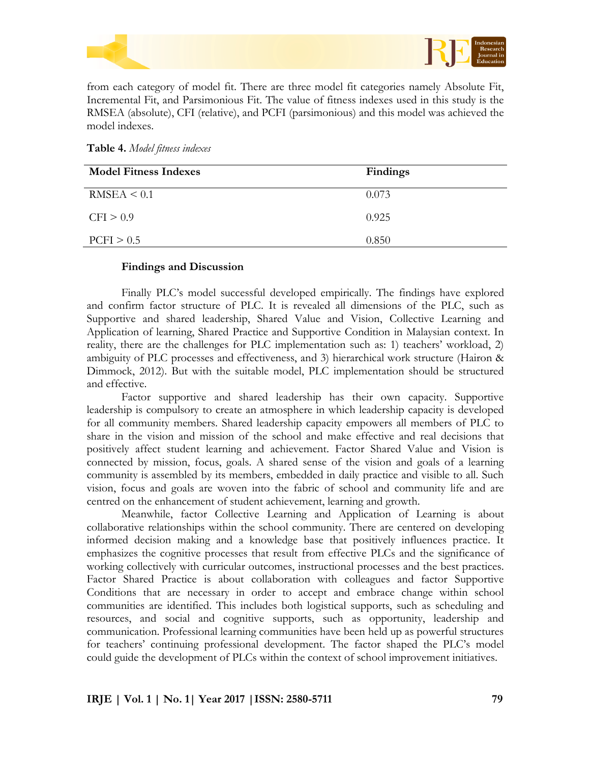from each category of model fit. There are three model fit categories namely Absolute Fit, Incremental Fit, and Parsimonious Fit. The value of fitness indexes used in this study is the RMSEA (absolute), CFI (relative), and PCFI (parsimonious) and this model was achieved the model indexes.

**Table 4.** *Model fitness indexes*

| Model Fitness Indexes | Findings |
|---|---|
| RMSEA < 0.1 | 0.073 |
| CFI > 0.9 | 0.925 |
| PCFI > 0.5 | 0.850 |

### Findings and Discussion

Finally PLC's model successful developed empirically. The findings have explored and confirm factor structure of PLC. It is revealed all dimensions of the PLC, such as Supportive and shared leadership, Shared Value and Vision, Collective Learning and Application of learning, Shared Practice and Supportive Condition in Malaysian context. In reality, there are the challenges for PLC implementation such as: 1) teachers' workload, 2) ambiguity of PLC processes and effectiveness, and 3) hierarchical work structure (Hairon & Dimmock, 2012). But with the suitable model, PLC implementation should be structured and effective.

Factor supportive and shared leadership has their own capacity. Supportive leadership is compulsory to create an atmosphere in which leadership capacity is developed for all community members. Shared leadership capacity empowers all members of PLC to share in the vision and mission of the school and make effective and real decisions that positively affect student learning and achievement. Factor Shared Value and Vision is connected by mission, focus, goals. A shared sense of the vision and goals of a learning community is assembled by its members, embedded in daily practice and visible to all. Such vision, focus and goals are woven into the fabric of school and community life and are centred on the enhancement of student achievement, learning and growth.

Meanwhile, factor Collective Learning and Application of Learning is about collaborative relationships within the school community. There are centered on developing informed decision making and a knowledge base that positively influences practice. It emphasizes the cognitive processes that result from effective PLCs and the significance of working collectively with curricular outcomes, instructional processes and the best practices. Factor Shared Practice is about collaboration with colleagues and factor Supportive Conditions that are necessary in order to accept and embrace change within school communities are identified. This includes both logistical supports, such as scheduling and resources, and social and cognitive supports, such as opportunity, leadership and communication. Professional learning communities have been held up as powerful structures for teachers' continuing professional development. The factor shaped the PLC's model could guide the development of PLCs within the context of school improvement initiatives.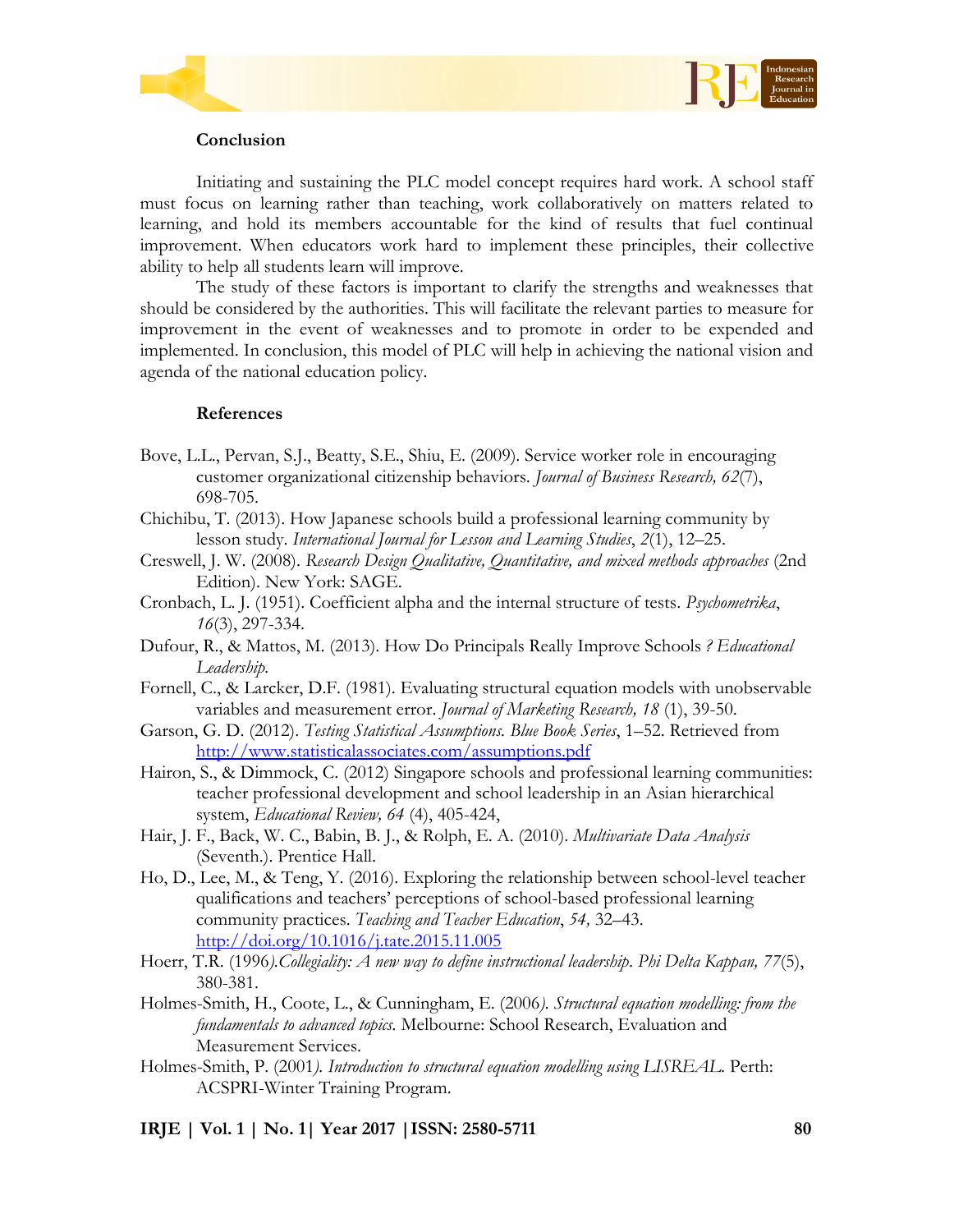### Conclusion

Initiating and sustaining the PLC model concept requires hard work. A school staff must focus on learning rather than teaching, work collaboratively on matters related to learning, and hold its members accountable for the kind of results that fuel continual improvement. When educators work hard to implement these principles, their collective ability to help all students learn will improve.

The study of these factors is important to clarify the strengths and weaknesses that should be considered by the authorities. This will facilitate the relevant parties to measure for improvement in the event of weaknesses and to promote in order to be expended and implemented. In conclusion, this model of PLC will help in achieving the national vision and agenda of the national education policy.

### References

Bove, L.L., Pervan, S.J., Beatty, S.E., Shiu, E. (2009). Service worker role in encouraging customer organizational citizenship behaviors. *Journal of Business Research, 62*(7), 698-705.

Chichibu, T. (2013). How Japanese schools build a professional learning community by lesson study. *International Journal for Lesson and Learning Studies*, *2*(1), 12–25.

Creswell, J. W. (2008). *Research Design Qualitative, Quantitative, and mixed methods approaches* (2nd Edition). New York: SAGE.

Cronbach, L. J. (1951). Coefficient alpha and the internal structure of tests. *Psychometrika*, *16*(3), 297-334.

Dufour, R., & Mattos, M. (2013). How Do Principals Really Improve Schools *? Educational Leadership.*

Fornell, C., & Larcker, D.F. (1981). Evaluating structural equation models with unobservable variables and measurement error. *Journal of Marketing Research, 18* (1), 39-50.

Garson, G. D. (2012). *Testing Statistical Assumptions. Blue Book Series*, 1–52. Retrieved from http://www.statisticalassociates.com/assumptions.pdf

Hairon, S., & Dimmock, C. (2012) Singapore schools and professional learning communities: teacher professional development and school leadership in an Asian hierarchical system, *Educational Review, 64* (4), 405-424,

Hair, J. F., Back, W. C., Babin, B. J., & Rolph, E. A. (2010). *Multivariate Data Analysis* (Seventh.). Prentice Hall.

Ho, D., Lee, M., & Teng, Y. (2016). Exploring the relationship between school-level teacher qualifications and teachers' perceptions of school-based professional learning community practices. *Teaching and Teacher Education*, *54,* 32–43. http://doi.org/10.1016/j.tate.2015.11.005

Hoerr, T.R. (1996*).Collegiality: A new way to define instructional leadership*. *Phi Delta Kappan, 77*(5), 380-381.

Holmes-Smith, H., Coote, L., & Cunningham, E. (2006*). Structural equation modelling: from the fundamentals to advanced topics.* Melbourne: School Research, Evaluation and Measurement Services.

Holmes-Smith, P. (2001*). Introduction to structural equation modelling using LISREAL.* Perth: ACSPRI-Winter Training Program.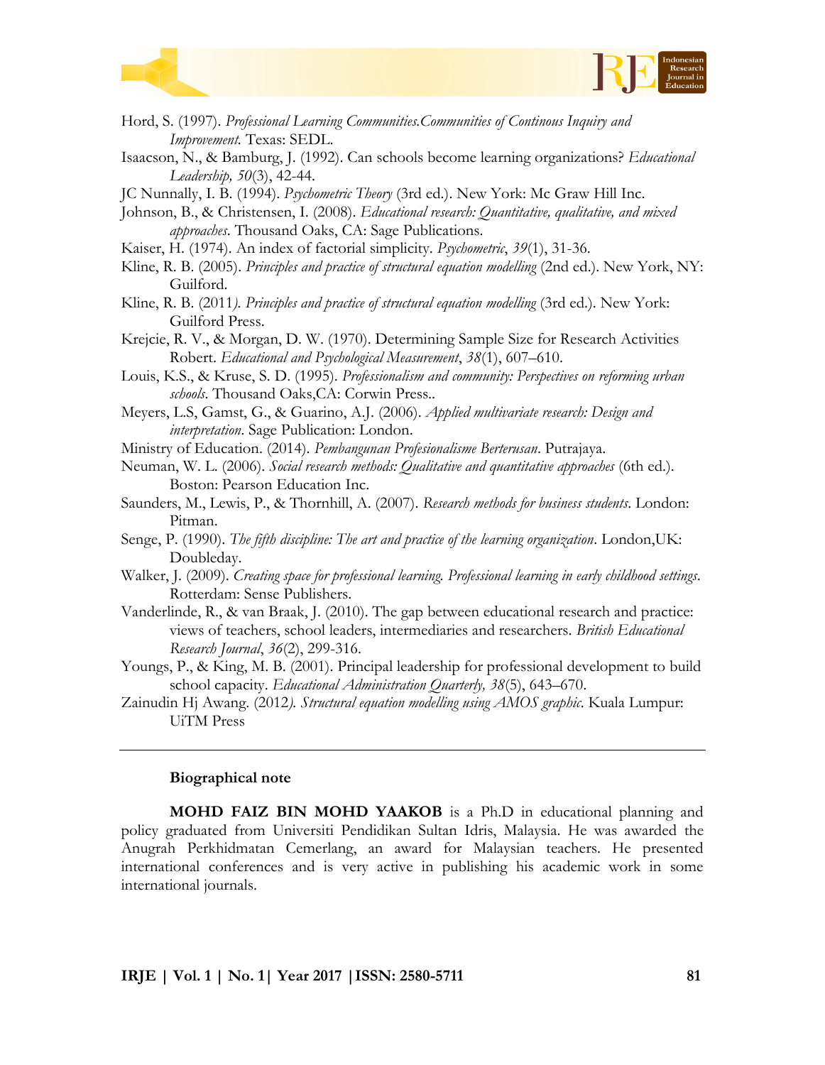Hord, S. (1997). *Professional Learning Communities.Communities of Continous Inquiry and Improvement.* Texas: SEDL.

Isaacson, N., & Bamburg, J. (1992). Can schools become learning organizations? *Educational Leadership, 50*(3), 42-44.

JC Nunnally, I. B. (1994). *Psychometric Theory* (3rd ed.). New York: Mc Graw Hill Inc.

Johnson, B., & Christensen, I. (2008). *Educational research: Quantitative, qualitative, and mixed approaches*. Thousand Oaks, CA: Sage Publications.

Kaiser, H. (1974). An index of factorial simplicity. *Psychometric*, *39*(1), 31-36.

Kline, R. B. (2005). *Principles and practice of structural equation modelling* (2nd ed.). New York, NY: Guilford.

Kline, R. B. (2011*). Principles and practice of structural equation modelling* (3rd ed.). New York: Guilford Press.

Krejcie, R. V., & Morgan, D. W. (1970). Determining Sample Size for Research Activities Robert. *Educational and Psychological Measurement*, *38*(1), 607–610.

Louis, K.S., & Kruse, S. D. (1995). *Professionalism and community: Perspectives on reforming urban schools*. Thousand Oaks,CA: Corwin Press..

Meyers, L.S, Gamst, G., & Guarino, A.J. (2006). *Applied multivariate research: Design and interpretation*. Sage Publication: London.

Ministry of Education. (2014). *Pembangunan Profesionalisme Berterusan*. Putrajaya.

Neuman, W. L. (2006). *Social research methods: Qualitative and quantitative approaches* (6th ed.). Boston: Pearson Education Inc.

Saunders, M., Lewis, P., & Thornhill, A. (2007). *Research methods for business students*. London: Pitman.

Senge, P. (1990). *The fifth discipline: The art and practice of the learning organization*. London,UK: Doubleday.

Walker, J. (2009). *Creating space for professional learning. Professional learning in early childhood settings*. Rotterdam: Sense Publishers.

Vanderlinde, R., & van Braak, J. (2010). The gap between educational research and practice: views of teachers, school leaders, intermediaries and researchers. *British Educational Research Journal*, *36*(2), 299-316.

Youngs, P., & King, M. B. (2001). Principal leadership for professional development to build school capacity. *Educational Administration Quarterly, 38*(5), 643–670.

Zainudin Hj Awang. (2012*). Structural equation modelling using AMOS graphic*. Kuala Lumpur: UiTM Press

---

**Biographical note**

**MOHD FAIZ BIN MOHD YAAKOB** is a Ph.D in educational planning and policy graduated from Universiti Pendidikan Sultan Idris, Malaysia. He was awarded the Anugrah Perkhidmatan Cemerlang, an award for Malaysian teachers. He presented international conferences and is very active in publishing his academic work in some international journals.